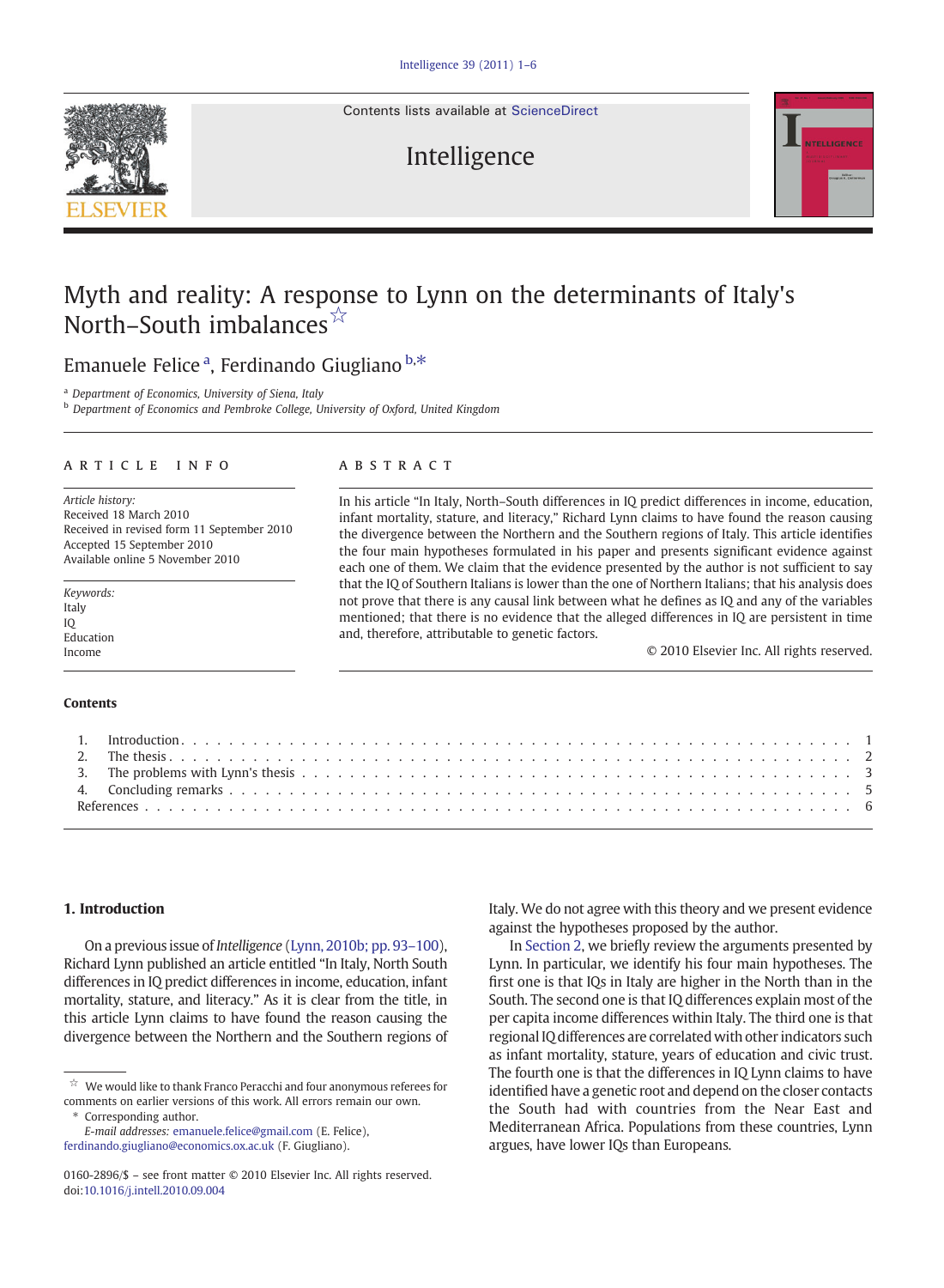# Myth and reality: A response to Lynn on the determinants of Italy's North–South imbalances ☆

Emanuele Felice [a], Ferdinando Giugliano [b,*]

[a] Department of Economics, University of Siena, Italy
[b] Department of Economics and Pembroke College, University of Oxford, United Kingdom

## ARTICLE INFO

*Article history:*
Received 18 March 2010
Received in revised form 11 September 2010
Accepted 15 September 2010
Available online 5 November 2010

*Keywords:*
Italy
IQ
Education
Income

## ABSTRACT

In his article "In Italy, North–South differences in IQ predict differences in income, education, infant mortality, stature, and literacy," Richard Lynn claims to have found the reason causing the divergence between the Northern and the Southern regions of Italy. This article identifies the four main hypotheses formulated in his paper and presents significant evidence against each one of them. We claim that the evidence presented by the author is not sufficient to say that the IQ of Southern Italians is lower than the one of Northern Italians; that his analysis does not prove that there is any causal link between what he defines as IQ and any of the variables mentioned; that there is no evidence that the alleged differences in IQ are persistent in time and, therefore, attributable to genetic factors.

© 2010 Elsevier Inc. All rights reserved.

## Contents

1. Introduction . . . 1
2. The thesis . . . 2
3. The problems with Lynn's thesis . . . 3
4. Concluding remarks . . . 5

References . . . 6

## 1. Introduction

On a previous issue of *Intelligence* (Lynn, 2010b; pp. 93–100), Richard Lynn published an article entitled "In Italy, North South differences in IQ predict differences in income, education, infant mortality, stature, and literacy." As it is clear from the title, in this article Lynn claims to have found the reason causing the divergence between the Northern and the Southern regions of Italy. We do not agree with this theory and we present evidence against the hypotheses proposed by the author.

In Section 2, we briefly review the arguments presented by Lynn. In particular, we identify his four main hypotheses. The first one is that IQs in Italy are higher in the North than in the South. The second one is that IQ differences explain most of the per capita income differences within Italy. The third one is that regional IQ differences are correlated with other indicators such as infant mortality, stature, years of education and civic trust. The fourth one is that the differences in IQ Lynn claims to have identified have a genetic root and depend on the closer contacts the South had with countries from the Near East and Mediterranean Africa. Populations from these countries, Lynn argues, have lower IQs than Europeans.

---

☆ We would like to thank Franco Peracchi and four anonymous referees for comments on earlier versions of this work. All errors remain our own.

\* Corresponding author.

*E-mail addresses:* emanuele.felice@gmail.com (E. Felice), ferdinando.giugliano@economics.ox.ac.uk (F. Giugliano).

0160-2896/$ – see front matter © 2010 Elsevier Inc. All rights reserved.
doi:10.1016/j.intell.2010.09.004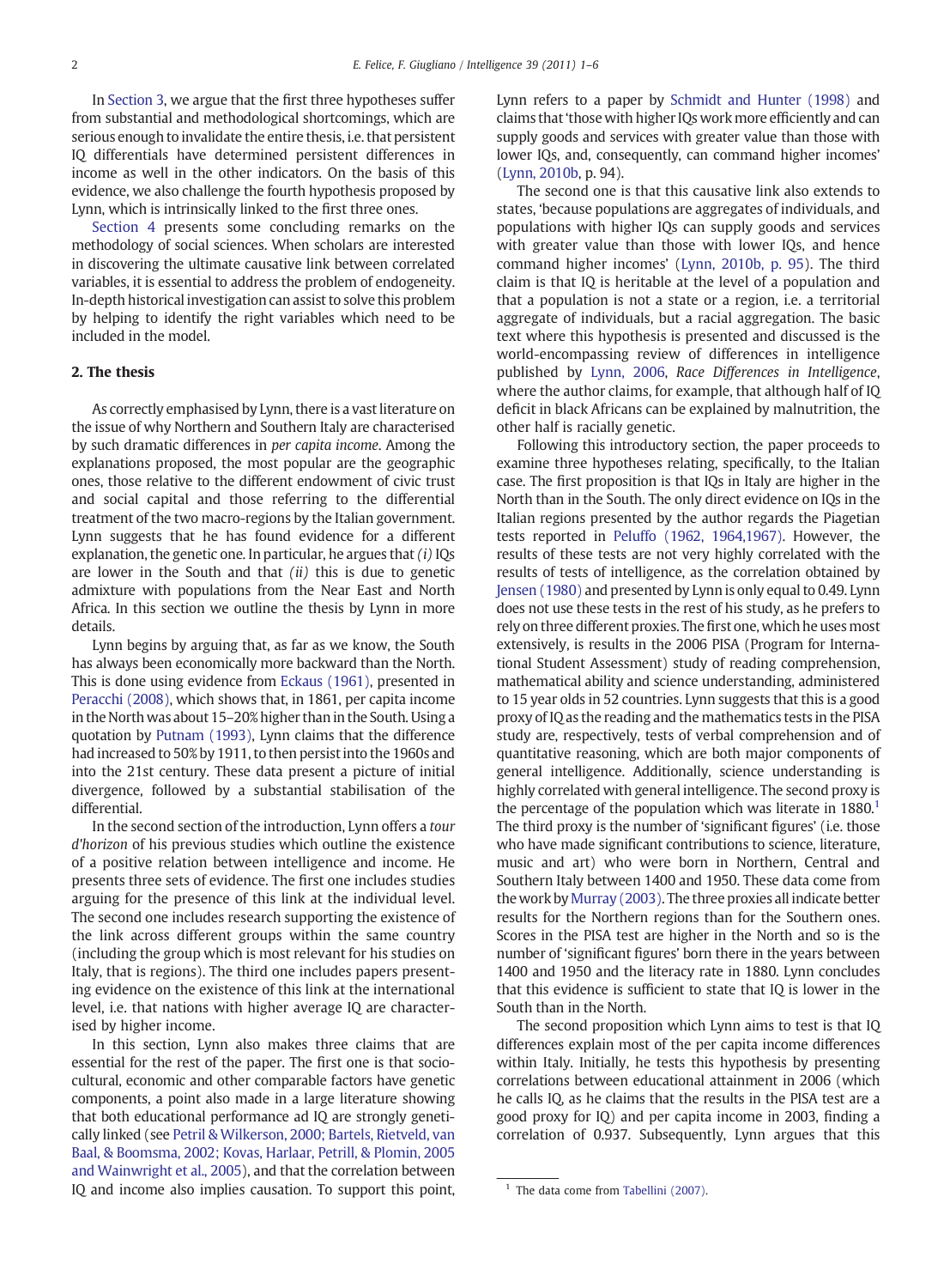In Section 3, we argue that the first three hypotheses suffer from substantial and methodological shortcomings, which are serious enough to invalidate the entire thesis, i.e. that persistent IQ differentials have determined persistent differences in income as well in the other indicators. On the basis of this evidence, we also challenge the fourth hypothesis proposed by Lynn, which is intrinsically linked to the first three ones.

Section 4 presents some concluding remarks on the methodology of social sciences. When scholars are interested in discovering the ultimate causative link between correlated variables, it is essential to address the problem of endogeneity. In-depth historical investigation can assist to solve this problem by helping to identify the right variables which need to be included in the model.

## 2. The thesis

As correctly emphasised by Lynn, there is a vast literature on the issue of why Northern and Southern Italy are characterised by such dramatic differences in *per capita income*. Among the explanations proposed, the most popular are the geographic ones, those relative to the different endowment of civic trust and social capital and those referring to the differential treatment of the two macro-regions by the Italian government. Lynn suggests that he has found evidence for a different explanation, the genetic one. In particular, he argues that *(i)* IQs are lower in the South and that *(ii)* this is due to genetic admixture with populations from the Near East and North Africa. In this section we outline the thesis by Lynn in more details.

Lynn begins by arguing that, as far as we know, the South has always been economically more backward than the North. This is done using evidence from Eckaus (1961), presented in Peracchi (2008), which shows that, in 1861, per capita income in the North was about 15–20% higher than in the South. Using a quotation by Putnam (1993), Lynn claims that the difference had increased to 50% by 1911, to then persist into the 1960s and into the 21st century. These data present a picture of initial divergence, followed by a substantial stabilisation of the differential.

In the second section of the introduction, Lynn offers a *tour d'horizon* of his previous studies which outline the existence of a positive relation between intelligence and income. He presents three sets of evidence. The first one includes studies arguing for the presence of this link at the individual level. The second one includes research supporting the existence of the link across different groups within the same country (including the group which is most relevant for his studies on Italy, that is regions). The third one includes papers presenting evidence on the existence of this link at the international level, i.e. that nations with higher average IQ are characterised by higher income.

In this section, Lynn also makes three claims that are essential for the rest of the paper. The first one is that socio-cultural, economic and other comparable factors have genetic components, a point also made in a large literature showing that both educational performance ad IQ are strongly genetically linked (see Petril & Wilkerson, 2000; Bartels, Rietveld, van Baal, & Boomsma, 2002; Kovas, Harlaar, Petrill, & Plomin, 2005 and Wainwright et al., 2005), and that the correlation between IQ and income also implies causation. To support this point, Lynn refers to a paper by Schmidt and Hunter (1998) and claims that 'those with higher IQs work more efficiently and can supply goods and services with greater value than those with lower IQs, and, consequently, can command higher incomes' (Lynn, 2010b, p. 94).

The second one is that this causative link also extends to states, 'because populations are aggregates of individuals, and populations with higher IQs can supply goods and services with greater value than those with lower IQs, and hence command higher incomes' (Lynn, 2010b, p. 95). The third claim is that IQ is heritable at the level of a population and that a population is not a state or a region, i.e. a territorial aggregate of individuals, but a racial aggregation. The basic text where this hypothesis is presented and discussed is the world-encompassing review of differences in intelligence published by Lynn, 2006, *Race Differences in Intelligence*, where the author claims, for example, that although half of IQ deficit in black Africans can be explained by malnutrition, the other half is racially genetic.

Following this introductory section, the paper proceeds to examine three hypotheses relating, specifically, to the Italian case. The first proposition is that IQs in Italy are higher in the North than in the South. The only direct evidence on IQs in the Italian regions presented by the author regards the Piagetian tests reported in Peluffo (1962, 1964,1967). However, the results of these tests are not very highly correlated with the results of tests of intelligence, as the correlation obtained by Jensen (1980) and presented by Lynn is only equal to 0.49. Lynn does not use these tests in the rest of his study, as he prefers to rely on three different proxies. The first one, which he uses most extensively, is results in the 2006 PISA (Program for International Student Assessment) study of reading comprehension, mathematical ability and science understanding, administered to 15 year olds in 52 countries. Lynn suggests that this is a good proxy of IQ as the reading and the mathematics tests in the PISA study are, respectively, tests of verbal comprehension and of quantitative reasoning, which are both major components of general intelligence. Additionally, science understanding is highly correlated with general intelligence. The second proxy is the percentage of the population which was literate in 1880.[1] The third proxy is the number of 'significant figures' (i.e. those who have made significant contributions to science, literature, music and art) who were born in Northern, Central and Southern Italy between 1400 and 1950. These data come from the work by Murray (2003). The three proxies all indicate better results for the Northern regions than for the Southern ones. Scores in the PISA test are higher in the North and so is the number of 'significant figures' born there in the years between 1400 and 1950 and the literacy rate in 1880. Lynn concludes that this evidence is sufficient to state that IQ is lower in the South than in the North.

The second proposition which Lynn aims to test is that IQ differences explain most of the per capita income differences within Italy. Initially, he tests this hypothesis by presenting correlations between educational attainment in 2006 (which he calls IQ, as he claims that the results in the PISA test are a good proxy for IQ) and per capita income in 2003, finding a correlation of 0.937. Subsequently, Lynn argues that this

[1] The data come from Tabellini (2007).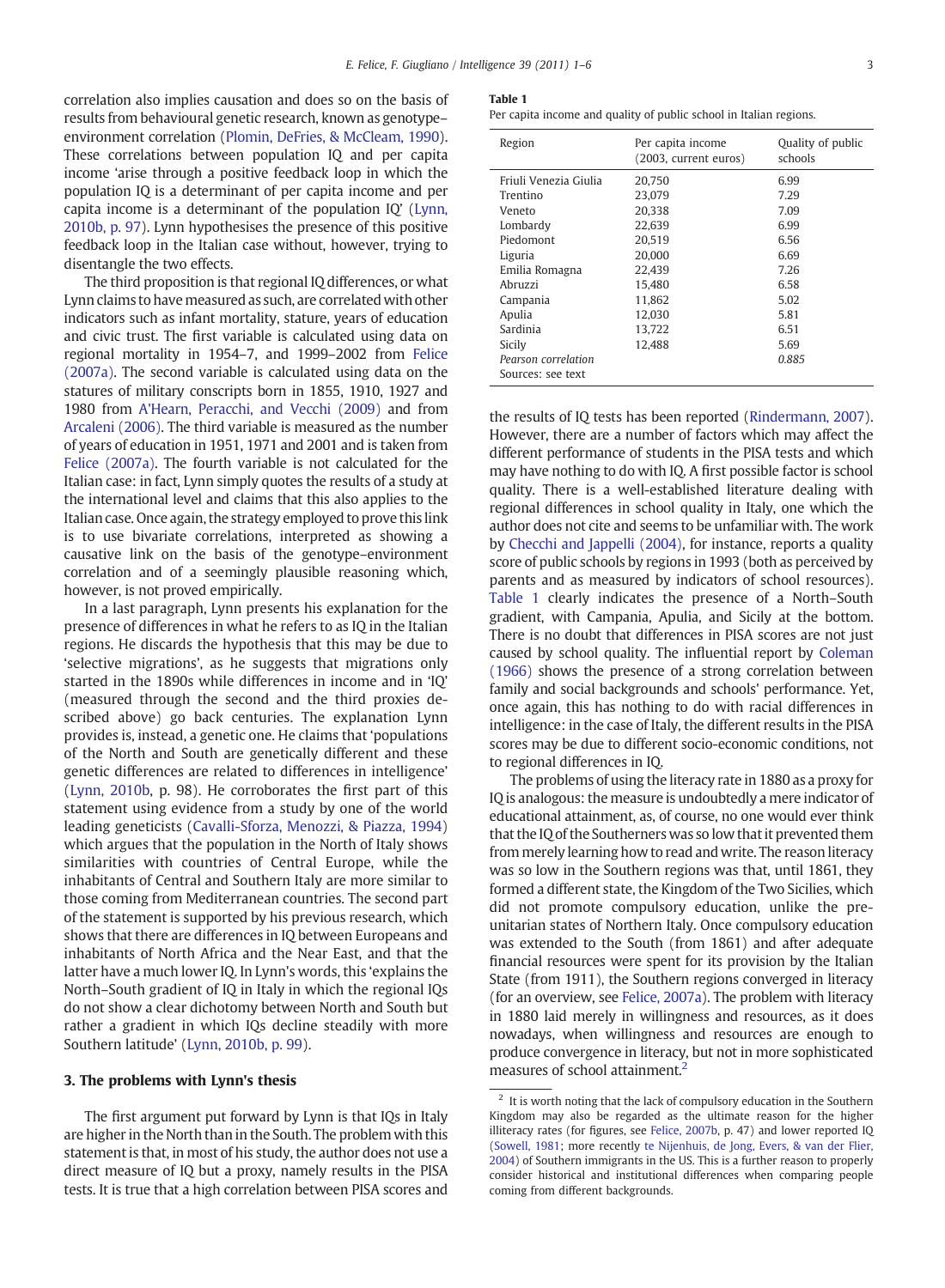correlation also implies causation and does so on the basis of results from behavioural genetic research, known as genotype–environment correlation (Plomin, DeFries, & McCleam, 1990). These correlations between population IQ and per capita income 'arise through a positive feedback loop in which the population IQ is a determinant of per capita income and per capita income is a determinant of the population IQ' (Lynn, 2010b, p. 97). Lynn hypothesises the presence of this positive feedback loop in the Italian case without, however, trying to disentangle the two effects.

The third proposition is that regional IQ differences, or what Lynn claims to have measured as such, are correlated with other indicators such as infant mortality, stature, years of education and civic trust. The first variable is calculated using data on regional mortality in 1954–7, and 1999–2002 from Felice (2007a). The second variable is calculated using data on the statures of military conscripts born in 1855, 1910, 1927 and 1980 from A'Hearn, Peracchi, and Vecchi (2009) and from Arcaleni (2006). The third variable is measured as the number of years of education in 1951, 1971 and 2001 and is taken from Felice (2007a). The fourth variable is not calculated for the Italian case: in fact, Lynn simply quotes the results of a study at the international level and claims that this also applies to the Italian case. Once again, the strategy employed to prove this link is to use bivariate correlations, interpreted as showing a causative link on the basis of the genotype–environment correlation and of a seemingly plausible reasoning which, however, is not proved empirically.

In a last paragraph, Lynn presents his explanation for the presence of differences in what he refers to as IQ in the Italian regions. He discards the hypothesis that this may be due to 'selective migrations', as he suggests that migrations only started in the 1890s while differences in income and in 'IQ' (measured through the second and the third proxies described above) go back centuries. The explanation Lynn provides is, instead, a genetic one. He claims that 'populations of the North and South are genetically different and these genetic differences are related to differences in intelligence' (Lynn, 2010b, p. 98). He corroborates the first part of this statement using evidence from a study by one of the world leading geneticists (Cavalli-Sforza, Menozzi, & Piazza, 1994) which argues that the population in the North of Italy shows similarities with countries of Central Europe, while the inhabitants of Central and Southern Italy are more similar to those coming from Mediterranean countries. The second part of the statement is supported by his previous research, which shows that there are differences in IQ between Europeans and inhabitants of North Africa and the Near East, and that the latter have a much lower IQ. In Lynn's words, this 'explains the North–South gradient of IQ in Italy in which the regional IQs do not show a clear dichotomy between North and South but rather a gradient in which IQs decline steadily with more Southern latitude' (Lynn, 2010b, p. 99).

## 3. The problems with Lynn's thesis

The first argument put forward by Lynn is that IQs in Italy are higher in the North than in the South. The problem with this statement is that, in most of his study, the author does not use a direct measure of IQ but a proxy, namely results in the PISA tests. It is true that a high correlation between PISA scores and the results of IQ tests has been reported (Rindermann, 2007). However, there are a number of factors which may affect the different performance of students in the PISA tests and which may have nothing to do with IQ. A first possible factor is school quality. There is a well-established literature dealing with regional differences in school quality in Italy, one which the author does not cite and seems to be unfamiliar with. The work by Checchi and Jappelli (2004), for instance, reports a quality score of public schools by regions in 1993 (both as perceived by parents and as measured by indicators of school resources). Table 1 clearly indicates the presence of a North–South gradient, with Campania, Apulia, and Sicily at the bottom. There is no doubt that differences in PISA scores are not just caused by school quality. The influential report by Coleman (1966) shows the presence of a strong correlation between family and social backgrounds and schools' performance. Yet, once again, this has nothing to do with racial differences in intelligence: in the case of Italy, the different results in the PISA scores may be due to different socio-economic conditions, not to regional differences in IQ.

**Table 1**
Per capita income and quality of public school in Italian regions.

| Region | Per capita income (2003, current euros) | Quality of public schools |
|---|---|---|
| Friuli Venezia Giulia | 20,750 | 6.99 |
| Trentino | 23,079 | 7.29 |
| Veneto | 20,338 | 7.09 |
| Lombardy | 22,639 | 6.99 |
| Piedomont | 20,519 | 6.56 |
| Liguria | 20,000 | 6.69 |
| Emilia Romagna | 22,439 | 7.26 |
| Abruzzi | 15,480 | 6.58 |
| Campania | 11,862 | 5.02 |
| Apulia | 12,030 | 5.81 |
| Sardinia | 13,722 | 6.51 |
| Sicily | 12,488 | 5.69 |
| *Pearson correlation* | | *0.885* |

Sources: see text

The problems of using the literacy rate in 1880 as a proxy for IQ is analogous: the measure is undoubtedly a mere indicator of educational attainment, as, of course, no one would ever think that the IQ of the Southerners was so low that it prevented them from merely learning how to read and write. The reason literacy was so low in the Southern regions was that, until 1861, they formed a different state, the Kingdom of the Two Sicilies, which did not promote compulsory education, unlike the pre-unitarian states of Northern Italy. Once compulsory education was extended to the South (from 1861) and after adequate financial resources were spent for its provision by the Italian State (from 1911), the Southern regions converged in literacy (for an overview, see Felice, 2007a). The problem with literacy in 1880 laid merely in willingness and resources, as it does nowadays, when willingness and resources are enough to produce convergence in literacy, but not in more sophisticated measures of school attainment.[2]

[2] It is worth noting that the lack of compulsory education in the Southern Kingdom may also be regarded as the ultimate reason for the higher illiteracy rates (for figures, see Felice, 2007b, p. 47) and lower reported IQ (Sowell, 1981; more recently te Nijenhuis, de Jong, Evers, & van der Flier, 2004) of Southern immigrants in the US. This is a further reason to properly consider historical and institutional differences when comparing people coming from different backgrounds.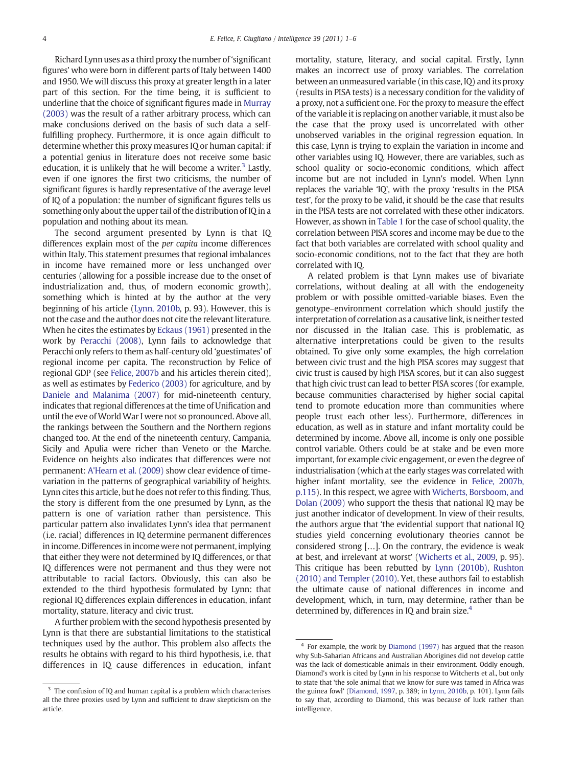Richard Lynn uses as a third proxy the number of 'significant figures' who were born in different parts of Italy between 1400 and 1950. We will discuss this proxy at greater length in a later part of this section. For the time being, it is sufficient to underline that the choice of significant figures made in Murray (2003) was the result of a rather arbitrary process, which can make conclusions derived on the basis of such data a self-fulfilling prophecy. Furthermore, it is once again difficult to determine whether this proxy measures IQ or human capital: if a potential genius in literature does not receive some basic education, it is unlikely that he will become a writer.[3] Lastly, even if one ignores the first two criticisms, the number of significant figures is hardly representative of the average level of IQ of a population: the number of significant figures tells us something only about the upper tail of the distribution of IQ in a population and nothing about its mean.

The second argument presented by Lynn is that IQ differences explain most of the *per capita* income differences within Italy. This statement presumes that regional imbalances in income have remained more or less unchanged over centuries (allowing for a possible increase due to the onset of industrialization and, thus, of modern economic growth), something which is hinted at by the author at the very beginning of his article (Lynn, 2010b, p. 93). However, this is not the case and the author does not cite the relevant literature. When he cites the estimates by Eckaus (1961) presented in the work by Peracchi (2008), Lynn fails to acknowledge that Peracchi only refers to them as half-century old 'guestimates' of regional income per capita. The reconstruction by Felice of regional GDP (see Felice, 2007b and his articles therein cited), as well as estimates by Federico (2003) for agriculture, and by Daniele and Malanima (2007) for mid-nineteenth century, indicates that regional differences at the time of Unification and until the eve of World War I were not so pronounced. Above all, the rankings between the Southern and the Northern regions changed too. At the end of the nineteenth century, Campania, Sicily and Apulia were richer than Veneto or the Marche. Evidence on heights also indicates that differences were not permanent: A'Hearn et al. (2009) show clear evidence of time-variation in the patterns of geographical variability of heights. Lynn cites this article, but he does not refer to this finding. Thus, the story is different from the one presumed by Lynn, as the pattern is one of variation rather than persistence. This particular pattern also invalidates Lynn's idea that permanent (i.e. racial) differences in IQ determine permanent differences in income. Differences in income were not permanent, implying that either they were not determined by IQ differences, or that IQ differences were not permanent and thus they were not attributable to racial factors. Obviously, this can also be extended to the third hypothesis formulated by Lynn: that regional IQ differences explain differences in education, infant mortality, stature, literacy and civic trust.

A further problem with the second hypothesis presented by Lynn is that there are substantial limitations to the statistical techniques used by the author. This problem also affects the results he obtains with regard to his third hypothesis, i.e. that differences in IQ cause differences in education, infant mortality, stature, literacy, and social capital. Firstly, Lynn makes an incorrect use of proxy variables. The correlation between an unmeasured variable (in this case, IQ) and its proxy (results in PISA tests) is a necessary condition for the validity of a proxy, not a sufficient one. For the proxy to measure the effect of the variable it is replacing on another variable, it must also be the case that the proxy used is uncorrelated with other unobserved variables in the original regression equation. In this case, Lynn is trying to explain the variation in income and other variables using IQ. However, there are variables, such as school quality or socio-economic conditions, which affect income but are not included in Lynn's model. When Lynn replaces the variable 'IQ', with the proxy 'results in the PISA test', for the proxy to be valid, it should be the case that results in the PISA tests are not correlated with these other indicators. However, as shown in Table 1 for the case of school quality, the correlation between PISA scores and income may be due to the fact that both variables are correlated with school quality and socio-economic conditions, not to the fact that they are both correlated with IQ.

A related problem is that Lynn makes use of bivariate correlations, without dealing at all with the endogeneity problem or with possible omitted-variable biases. Even the genotype–environment correlation which should justify the interpretation of correlation as a causative link, is neither tested nor discussed in the Italian case. This is problematic, as alternative interpretations could be given to the results obtained. To give only some examples, the high correlation between civic trust and the high PISA scores may suggest that civic trust is caused by high PISA scores, but it can also suggest that high civic trust can lead to better PISA scores (for example, because communities characterised by higher social capital tend to promote education more than communities where people trust each other less). Furthermore, differences in education, as well as in stature and infant mortality could be determined by income. Above all, income is only one possible control variable. Others could be at stake and be even more important, for example civic engagement, or even the degree of industrialisation (which at the early stages was correlated with higher infant mortality, see the evidence in Felice, 2007b, p.115). In this respect, we agree with Wicherts, Borsboom, and Dolan (2009) who support the thesis that national IQ may be just another indicator of development. In view of their results, the authors argue that 'the evidential support that national IQ studies yield concerning evolutionary theories cannot be considered strong […]. On the contrary, the evidence is weak at best, and irrelevant at worst' (Wicherts et al., 2009, p. 95). This critique has been rebutted by Lynn (2010b), Rushton (2010) and Templer (2010). Yet, these authors fail to establish the ultimate cause of national differences in income and development, which, in turn, may determine, rather than be determined by, differences in IQ and brain size.[4]

---

[3] The confusion of IQ and human capital is a problem which characterises all the three proxies used by Lynn and sufficient to draw skepticism on the article.

[4] For example, the work by Diamond (1997) has argued that the reason why Sub-Saharian Africans and Australian Aborigines did not develop cattle was the lack of domesticable animals in their environment. Oddly enough, Diamond's work is cited by Lynn in his response to Witcherts et al., but only to state that 'the sole animal that we know for sure was tamed in Africa was the guinea fowl' (Diamond, 1997, p. 389; in Lynn, 2010b, p. 101). Lynn fails to say that, according to Diamond, this was because of luck rather than intelligence.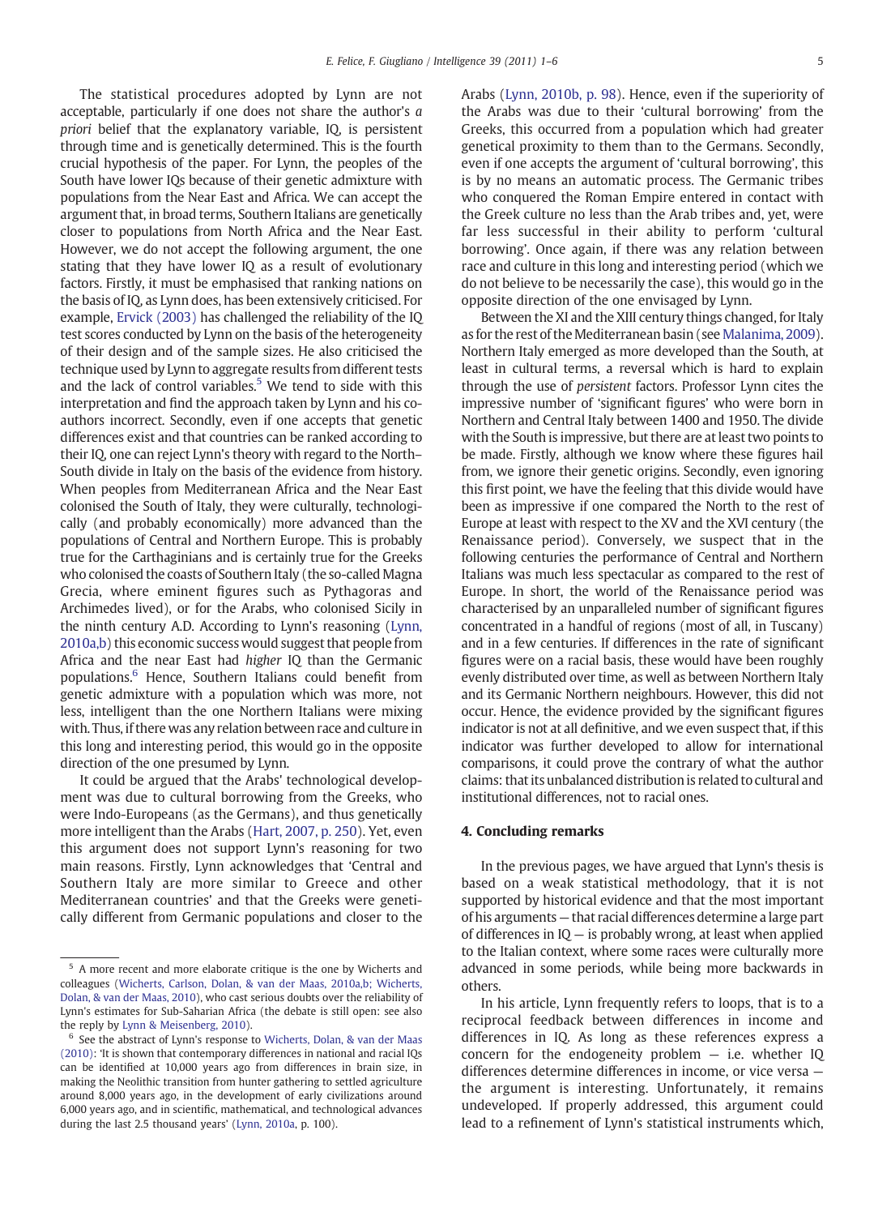The statistical procedures adopted by Lynn are not acceptable, particularly if one does not share the author's *a priori* belief that the explanatory variable, IQ, is persistent through time and is genetically determined. This is the fourth crucial hypothesis of the paper. For Lynn, the peoples of the South have lower IQs because of their genetic admixture with populations from the Near East and Africa. We can accept the argument that, in broad terms, Southern Italians are genetically closer to populations from North Africa and the Near East. However, we do not accept the following argument, the one stating that they have lower IQ as a result of evolutionary factors. Firstly, it must be emphasised that ranking nations on the basis of IQ, as Lynn does, has been extensively criticised. For example, Ervick (2003) has challenged the reliability of the IQ test scores conducted by Lynn on the basis of the heterogeneity of their design and of the sample sizes. He also criticised the technique used by Lynn to aggregate results from different tests and the lack of control variables.[5] We tend to side with this interpretation and find the approach taken by Lynn and his co-authors incorrect. Secondly, even if one accepts that genetic differences exist and that countries can be ranked according to their IQ, one can reject Lynn's theory with regard to the North–South divide in Italy on the basis of the evidence from history. When peoples from Mediterranean Africa and the Near East colonised the South of Italy, they were culturally, technologically (and probably economically) more advanced than the populations of Central and Northern Europe. This is probably true for the Carthaginians and is certainly true for the Greeks who colonised the coasts of Southern Italy (the so-called Magna Grecia, where eminent figures such as Pythagoras and Archimedes lived), or for the Arabs, who colonised Sicily in the ninth century A.D. According to Lynn's reasoning (Lynn, 2010a,b) this economic success would suggest that people from Africa and the near East had *higher* IQ than the Germanic populations.[6] Hence, Southern Italians could benefit from genetic admixture with a population which was more, not less, intelligent than the one Northern Italians were mixing with. Thus, if there was any relation between race and culture in this long and interesting period, this would go in the opposite direction of the one presumed by Lynn.

It could be argued that the Arabs' technological development was due to cultural borrowing from the Greeks, who were Indo-Europeans (as the Germans), and thus genetically more intelligent than the Arabs (Hart, 2007, p. 250). Yet, even this argument does not support Lynn's reasoning for two main reasons. Firstly, Lynn acknowledges that 'Central and Southern Italy are more similar to Greece and other Mediterranean countries' and that the Greeks were genetically different from Germanic populations and closer to the Arabs (Lynn, 2010b, p. 98). Hence, even if the superiority of the Arabs was due to their 'cultural borrowing' from the Greeks, this occurred from a population which had greater genetical proximity to them than to the Germans. Secondly, even if one accepts the argument of 'cultural borrowing', this is by no means an automatic process. The Germanic tribes who conquered the Roman Empire entered in contact with the Greek culture no less than the Arab tribes and, yet, were far less successful in their ability to perform 'cultural borrowing'. Once again, if there was any relation between race and culture in this long and interesting period (which we do not believe to be necessarily the case), this would go in the opposite direction of the one envisaged by Lynn.

Between the XI and the XIII century things changed, for Italy as for the rest of the Mediterranean basin (see Malanima, 2009). Northern Italy emerged as more developed than the South, at least in cultural terms, a reversal which is hard to explain through the use of *persistent* factors. Professor Lynn cites the impressive number of 'significant figures' who were born in Northern and Central Italy between 1400 and 1950. The divide with the South is impressive, but there are at least two points to be made. Firstly, although we know where these figures hail from, we ignore their genetic origins. Secondly, even ignoring this first point, we have the feeling that this divide would have been as impressive if one compared the North to the rest of Europe at least with respect to the XV and the XVI century (the Renaissance period). Conversely, we suspect that in the following centuries the performance of Central and Northern Italians was much less spectacular as compared to the rest of Europe. In short, the world of the Renaissance period was characterised by an unparalleled number of significant figures concentrated in a handful of regions (most of all, in Tuscany) and in a few centuries. If differences in the rate of significant figures were on a racial basis, these would have been roughly evenly distributed over time, as well as between Northern Italy and its Germanic Northern neighbours. However, this did not occur. Hence, the evidence provided by the significant figures indicator is not at all definitive, and we even suspect that, if this indicator was further developed to allow for international comparisons, it could prove the contrary of what the author claims: that its unbalanced distribution is related to cultural and institutional differences, not to racial ones.

## 4. Concluding remarks

In the previous pages, we have argued that Lynn's thesis is based on a weak statistical methodology, that it is not supported by historical evidence and that the most important of his arguments — that racial differences determine a large part of differences in IQ — is probably wrong, at least when applied to the Italian context, where some races were culturally more advanced in some periods, while being more backwards in others.

In his article, Lynn frequently refers to loops, that is to a reciprocal feedback between differences in income and differences in IQ. As long as these references express a concern for the endogeneity problem — i.e. whether IQ differences determine differences in income, or vice versa — the argument is interesting. Unfortunately, it remains undeveloped. If properly addressed, this argument could lead to a refinement of Lynn's statistical instruments which,

---

[5] A more recent and more elaborate critique is the one by Wicherts and colleagues (Wicherts, Carlson, Dolan, & van der Maas, 2010a,b; Wicherts, Dolan, & van der Maas, 2010), who cast serious doubts over the reliability of Lynn's estimates for Sub-Saharian Africa (the debate is still open: see also the reply by Lynn & Meisenberg, 2010).

[6] See the abstract of Lynn's response to Wicherts, Dolan, & van der Maas (2010): 'It is shown that contemporary differences in national and racial IQs can be identified at 10,000 years ago from differences in brain size, in making the Neolithic transition from hunter gathering to settled agriculture around 8,000 years ago, in the development of early civilizations around 6,000 years ago, and in scientific, mathematical, and technological advances during the last 2.5 thousand years' (Lynn, 2010a, p. 100).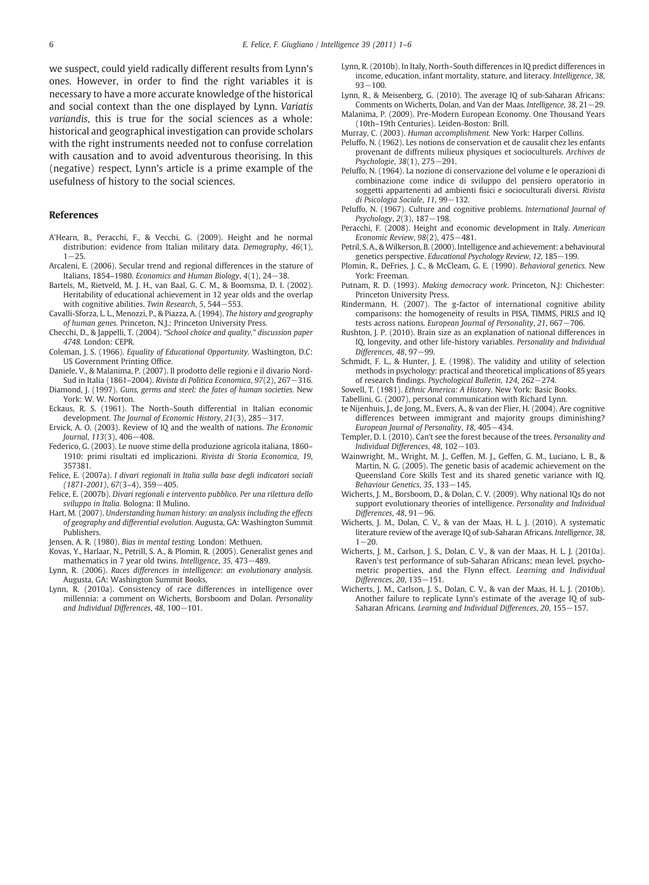we suspect, could yield radically different results from Lynn's ones. However, in order to find the right variables it is necessary to have a more accurate knowledge of the historical and social context than the one displayed by Lynn. *Variatis variandis*, this is true for the social sciences as a whole: historical and geographical investigation can provide scholars with the right instruments needed not to confuse correlation with causation and to avoid adventurous theorising. In this (negative) respect, Lynn's article is a prime example of the usefulness of history to the social sciences.

## References

A'Hearn, B., Peracchi, F., & Vecchi, G. (2009). Height and he normal distribution: evidence from Italian military data. *Demography*, *46*(1), 1—25.

Arcaleni, E. (2006). Secular trend and regional differences in the stature of Italians, 1854–1980. *Economics and Human Biology*, *4*(1), 24—38.

Bartels, M., Rietveld, M. J. H., van Baal, G. C. M., & Boomsma, D. I. (2002). Heritability of educational achievement in 12 year olds and the overlap with cognitive abilities. *Twin Research*, *5*, 544—553.

Cavalli-Sforza, L. L., Menozzi, P., & Piazza, A. (1994). *The history and geography of human genes.* Princeton, N.J.: Princeton University Press.

Checchi, D., & Jappelli, T. (2004). *"School choice and quality," discussion paper 4748.* London: CEPR.

Coleman, J. S. (1966). *Equality of Educational Opportunity*. Washington, D.C: US Government Printing Office.

Daniele, V., & Malanima, P. (2007). Il prodotto delle regioni e il divario Nord-Sud in Italia (1861–2004). *Rivista di Politica Economica*, *97*(2), 267—316.

Diamond, J. (1997). *Guns, germs and steel: the fates of human societies.* New York: W. W. Norton.

Eckaus, R. S. (1961). The North–South differential in Italian economic development. *The Journal of Economic History*, *21*(3), 285—317.

Ervick, A. O. (2003). Review of IQ and the wealth of nations. *The Economic Journal*, *113*(3), 406—408.

Federico, G. (2003). Le nuove stime della produzione agricola italiana, 1860–1910: primi risultati ed implicazioni. *Rivista di Storia Economica*, *19*, 357381.

Felice, E. (2007a). *I divari regionali in Italia sulla base degli indicatori sociali (1871-2001)*, *67*(3–4), 359—405.

Felice, E. (2007b). *Divari regionali e intervento pubblico. Per una rilettura dello sviluppo in Italia.* Bologna: Il Mulino.

Hart, M. (2007). *Understanding human history: an analysis including the effects of geography and differential evolution.* Augusta, GA: Washington Summit Publishers.

Jensen, A. R. (1980). *Bias in mental testing.* London: Methuen.

Kovas, Y., Harlaar, N., Petrill, S. A., & Plomin, R. (2005). Generalist genes and mathematics in 7 year old twins. *Intelligence*, *35*, 473—489.

Lynn, R. (2006). *Races differences in intelligence: an evolutionary analysis.* Augusta, GA: Washington Summit Books.

Lynn, R. (2010a). Consistency of race differences in intelligence over millennia: a comment on Wicherts, Borsboom and Dolan. *Personality and Individual Differences*, *48*, 100—101.

Lynn, R. (2010b). In Italy, North–South differences in IQ predict differences in income, education, infant mortality, stature, and literacy. *Intelligence*, *38*, 93—100.

Lynn, R., & Meisenberg, G. (2010). The average IQ of sub-Saharan Africans: Comments on Wicherts, Dolan, and Van der Maas. *Intelligence*, *38*, 21—29.

Malanima, P. (2009). Pre-Modern European Economy. One Thousand Years (10th–19th Centuries). Leiden-Boston: Brill.

Murray, C. (2003). *Human accomplishment.* New York: Harper Collins.

Peluffo, N. (1962). Les notions de conservation et de causalit chez les enfants provenant de diffrents milieux physiques et socioculturels. *Archives de Psychologie*, *38*(1), 275—291.

Peluffo, N. (1964). La nozione di conservazione del volume e le operazioni di combinazione come indice di sviluppo del pensiero operatorio in soggetti appartenenti ad ambienti fisici e socioculturali diversi. *Rivista di Psicologia Sociale*, *11*, 99—132.

Peluffo, N. (1967). Culture and cognitive problems. *International Journal of Psychology*, *2*(3), 187—198.

Peracchi, F. (2008). Height and economic development in Italy. *American Economic Review*, *98*(2), 475—481.

Petril, S. A., & Wilkerson, B. (2000). Intelligence and achievement: a behavioural genetics perspective. *Educational Psychology Review*, *12*, 185—199.

Plomin, R., DeFries, J. C., & McCleam, G. E. (1990). *Behavioral genetics.* New York: Freeman.

Putnam, R. D. (1993). *Making democracy work*. Princeton, N.J: Chichester: Princeton University Press.

Rindermann, H. (2007). The g-factor of international cognitive ability comparisons: the homogeneity of results in PISA, TIMMS, PIRLS and IQ tests across nations. *European Journal of Personality*, *21*, 667—706.

Rushton, J. P. (2010). Brain size as an explanation of national differences in IQ, longevity, and other life-history variables. *Personality and Individual Differences*, *48*, 97—99.

Schmidt, F. L., & Hunter, J. E. (1998). The validity and utility of selection methods in psychology: practical and theoretical implications of 85 years of research findings. *Psychological Bulletin*, *124*, 262—274.

Sowell, T. (1981). *Ethnic America: A History*. New York: Basic Books.

Tabellini, G. (2007), personal communication with Richard Lynn.

te Nijenhuis, J., de Jong, M., Evers, A., & van der Flier, H. (2004). Are cognitive differences between immigrant and majority groups diminishing? *European Journal of Personality*, *18*, 405—434.

Templer, D. I. (2010). Can't see the forest because of the trees. *Personality and Individual Differences*, *48*, 102—103.

Wainwright, M., Wright, M. J., Geffen, M. J., Geffen, G. M., Luciano, L. B., & Martin, N. G. (2005). The genetic basis of academic achievement on the Queensland Core Skills Test and its shared genetic variance with IQ. *Behaviour Genetics*, *35*, 133—145.

Wicherts, J. M., Borsboom, D., & Dolan, C. V. (2009). Why national IQs do not support evolutionary theories of intelligence. *Personality and Individual Differences*, *48*, 91—96.

Wicherts, J. M., Dolan, C. V., & van der Maas, H. L. J. (2010). A systematic literature review of the average IQ of sub-Saharan Africans. *Intelligence*, *38*, 1—20.

Wicherts, J. M., Carlson, J. S., Dolan, C. V., & van der Maas, H. L. J. (2010a). Raven's test performance of sub-Saharan Africans; mean level, psychometric properties, and the Flynn effect. *Learning and Individual Differences*, *20*, 135—151.

Wicherts, J. M., Carlson, J. S., Dolan, C. V., & van der Maas, H. L. J. (2010b). Another failure to replicate Lynn's estimate of the average IQ of sub-Saharan Africans. *Learning and Individual Differences*, *20*, 155—157.